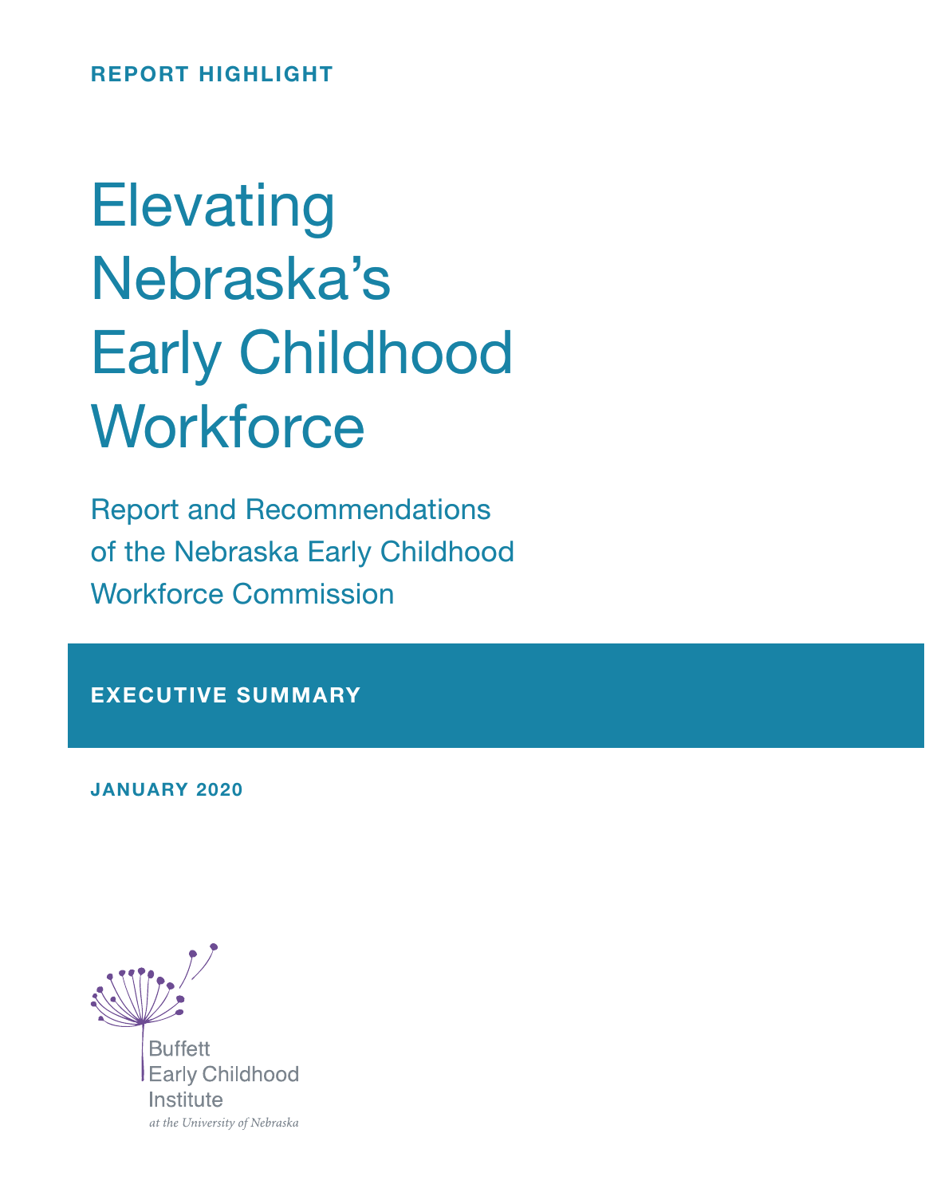REPORT HIGHLIGHT

# Elevating Nebraska's Early Childhood Workforce

## Report and Recommendations of the Nebraska Early Childhood Workforce Commission

**EXECUTIVE SUMMARY**

JANUARY 2020

Buffett Early Childhood Institute

*at the University of Nebraska*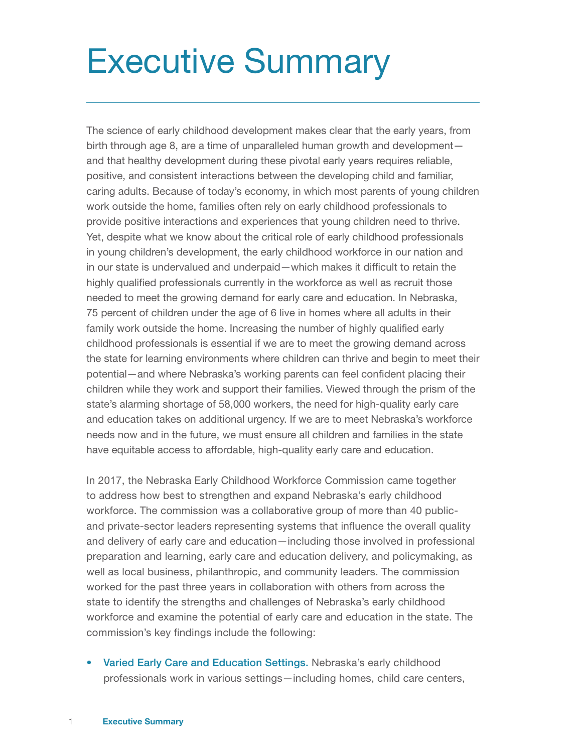# Executive Summary

The science of early childhood development makes clear that the early years, from birth through age 8, are a time of unparalleled human growth and development—and that healthy development during these pivotal early years requires reliable, positive, and consistent interactions between the developing child and familiar, caring adults. Because of today's economy, in which most parents of young children work outside the home, families often rely on early childhood professionals to provide positive interactions and experiences that young children need to thrive. Yet, despite what we know about the critical role of early childhood professionals in young children's development, the early childhood workforce in our nation and in our state is undervalued and underpaid—which makes it difficult to retain the highly qualified professionals currently in the workforce as well as recruit those needed to meet the growing demand for early care and education. In Nebraska, 75 percent of children under the age of 6 live in homes where all adults in their family work outside the home. Increasing the number of highly qualified early childhood professionals is essential if we are to meet the growing demand across the state for learning environments where children can thrive and begin to meet their potential—and where Nebraska's working parents can feel confident placing their children while they work and support their families. Viewed through the prism of the state's alarming shortage of 58,000 workers, the need for high-quality early care and education takes on additional urgency. If we are to meet Nebraska's workforce needs now and in the future, we must ensure all children and families in the state have equitable access to affordable, high-quality early care and education.

In 2017, the Nebraska Early Childhood Workforce Commission came together to address how best to strengthen and expand Nebraska's early childhood workforce. The commission was a collaborative group of more than 40 public- and private-sector leaders representing systems that influence the overall quality and delivery of early care and education—including those involved in professional preparation and learning, early care and education delivery, and policymaking, as well as local business, philanthropic, and community leaders. The commission worked for the past three years in collaboration with others from across the state to identify the strengths and challenges of Nebraska's early childhood workforce and examine the potential of early care and education in the state. The commission's key findings include the following:

- **Varied Early Care and Education Settings.** Nebraska's early childhood professionals work in various settings—including homes, child care centers,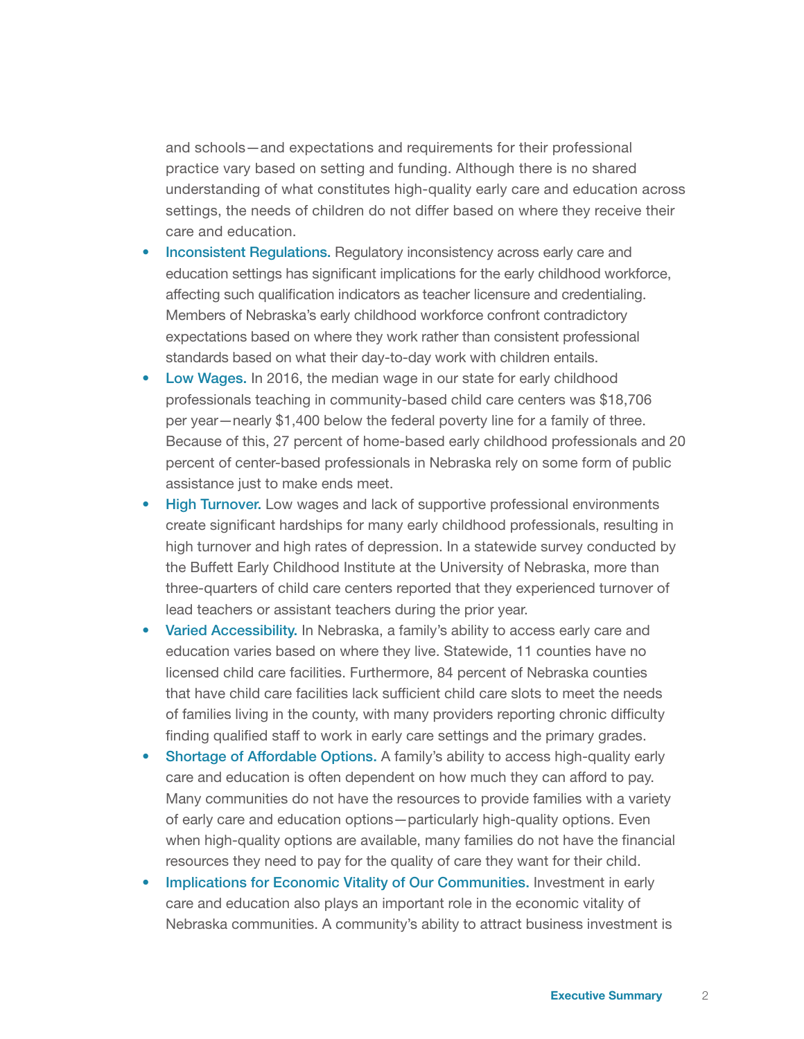and schools—and expectations and requirements for their professional practice vary based on setting and funding. Although there is no shared understanding of what constitutes high-quality early care and education across settings, the needs of children do not differ based on where they receive their care and education.

- **Inconsistent Regulations.** Regulatory inconsistency across early care and education settings has significant implications for the early childhood workforce, affecting such qualification indicators as teacher licensure and credentialing. Members of Nebraska's early childhood workforce confront contradictory expectations based on where they work rather than consistent professional standards based on what their day-to-day work with children entails.
- **Low Wages.** In 2016, the median wage in our state for early childhood professionals teaching in community-based child care centers was $18,706 per year—nearly $1,400 below the federal poverty line for a family of three. Because of this, 27 percent of home-based early childhood professionals and 20 percent of center-based professionals in Nebraska rely on some form of public assistance just to make ends meet.
- **High Turnover.** Low wages and lack of supportive professional environments create significant hardships for many early childhood professionals, resulting in high turnover and high rates of depression. In a statewide survey conducted by the Buffett Early Childhood Institute at the University of Nebraska, more than three-quarters of child care centers reported that they experienced turnover of lead teachers or assistant teachers during the prior year.
- **Varied Accessibility.** In Nebraska, a family's ability to access early care and education varies based on where they live. Statewide, 11 counties have no licensed child care facilities. Furthermore, 84 percent of Nebraska counties that have child care facilities lack sufficient child care slots to meet the needs of families living in the county, with many providers reporting chronic difficulty finding qualified staff to work in early care settings and the primary grades.
- **Shortage of Affordable Options.** A family's ability to access high-quality early care and education is often dependent on how much they can afford to pay. Many communities do not have the resources to provide families with a variety of early care and education options—particularly high-quality options. Even when high-quality options are available, many families do not have the financial resources they need to pay for the quality of care they want for their child.
- **Implications for Economic Vitality of Our Communities.** Investment in early care and education also plays an important role in the economic vitality of Nebraska communities. A community's ability to attract business investment is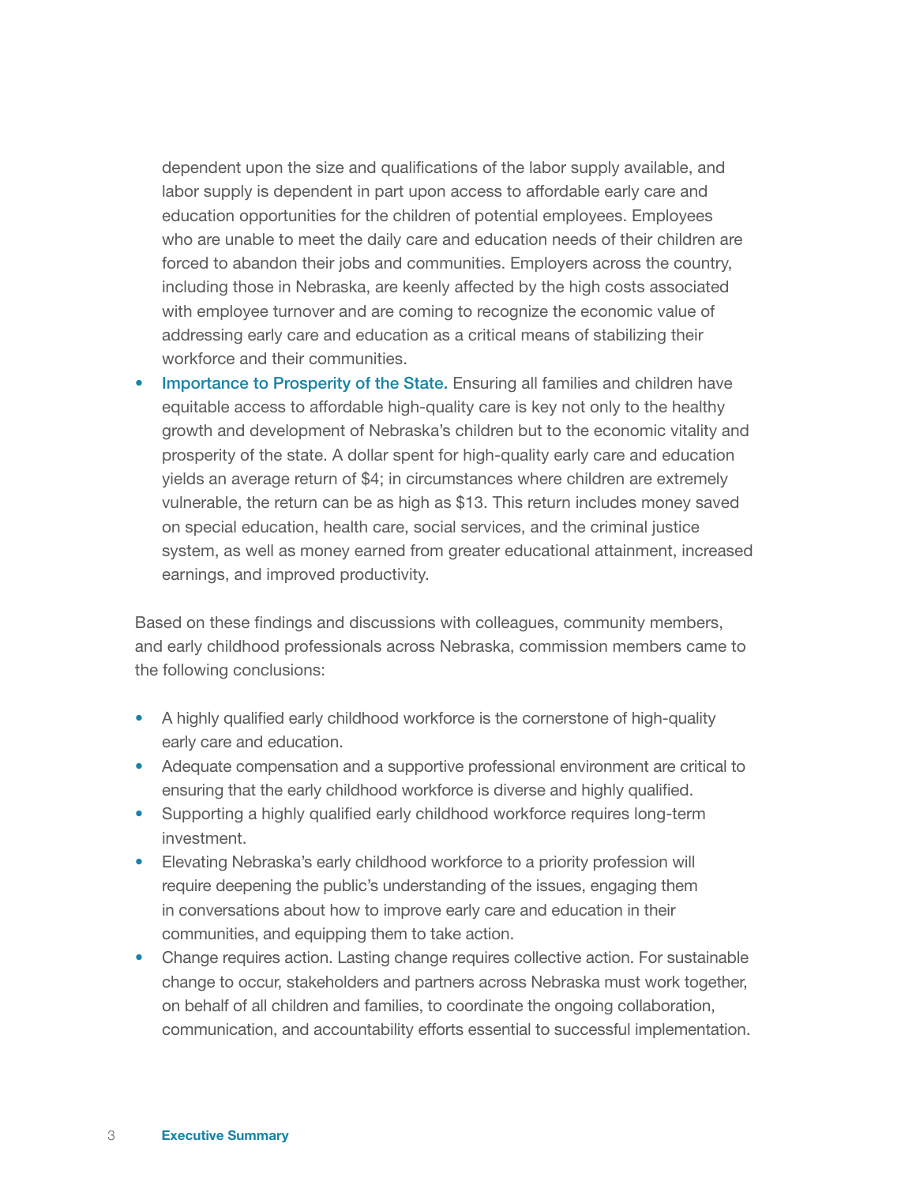dependent upon the size and qualifications of the labor supply available, and labor supply is dependent in part upon access to affordable early care and education opportunities for the children of potential employees. Employees who are unable to meet the daily care and education needs of their children are forced to abandon their jobs and communities. Employers across the country, including those in Nebraska, are keenly affected by the high costs associated with employee turnover and are coming to recognize the economic value of addressing early care and education as a critical means of stabilizing their workforce and their communities.

- Importance to Prosperity of the State. Ensuring all families and children have equitable access to affordable high-quality care is key not only to the healthy growth and development of Nebraska's children but to the economic vitality and prosperity of the state. A dollar spent for high-quality early care and education yields an average return of $4; in circumstances where children are extremely vulnerable, the return can be as high as $13. This return includes money saved on special education, health care, social services, and the criminal justice system, as well as money earned from greater educational attainment, increased earnings, and improved productivity.

Based on these findings and discussions with colleagues, community members, and early childhood professionals across Nebraska, commission members came to the following conclusions:

- A highly qualified early childhood workforce is the cornerstone of high-quality early care and education.
- Adequate compensation and a supportive professional environment are critical to ensuring that the early childhood workforce is diverse and highly qualified.
- Supporting a highly qualified early childhood workforce requires long-term investment.
- Elevating Nebraska's early childhood workforce to a priority profession will require deepening the public's understanding of the issues, engaging them in conversations about how to improve early care and education in their communities, and equipping them to take action.
- Change requires action. Lasting change requires collective action. For sustainable change to occur, stakeholders and partners across Nebraska must work together, on behalf of all children and families, to coordinate the ongoing collaboration, communication, and accountability efforts essential to successful implementation.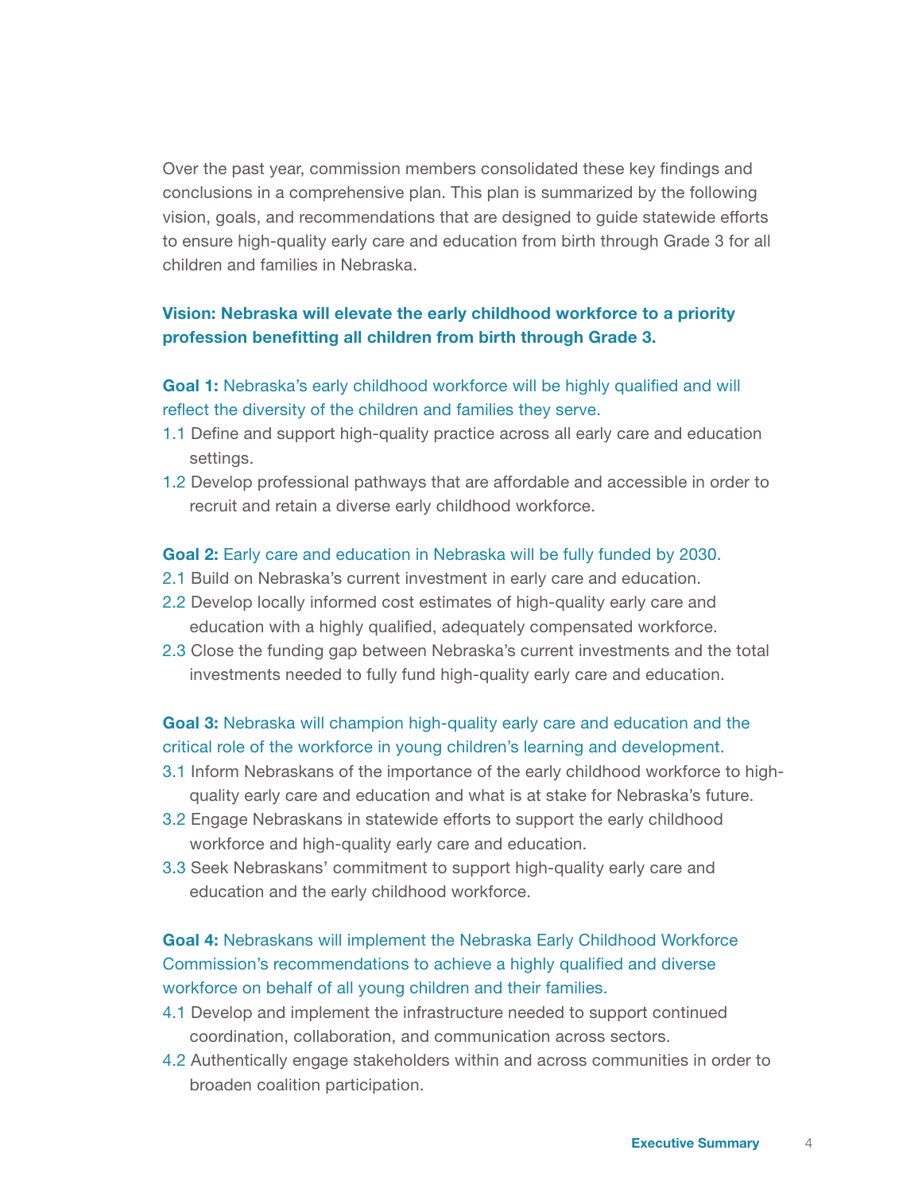Over the past year, commission members consolidated these key findings and conclusions in a comprehensive plan. This plan is summarized by the following vision, goals, and recommendations that are designed to guide statewide efforts to ensure high-quality early care and education from birth through Grade 3 for all children and families in Nebraska.

**Vision: Nebraska will elevate the early childhood workforce to a priority profession benefitting all children from birth through Grade 3.**

**Goal 1:** Nebraska's early childhood workforce will be highly qualified and will reflect the diversity of the children and families they serve.

1.1 Define and support high-quality practice across all early care and education settings.

1.2 Develop professional pathways that are affordable and accessible in order to recruit and retain a diverse early childhood workforce.

**Goal 2:** Early care and education in Nebraska will be fully funded by 2030.

2.1 Build on Nebraska's current investment in early care and education.

2.2 Develop locally informed cost estimates of high-quality early care and education with a highly qualified, adequately compensated workforce.

2.3 Close the funding gap between Nebraska's current investments and the total investments needed to fully fund high-quality early care and education.

**Goal 3:** Nebraska will champion high-quality early care and education and the critical role of the workforce in young children's learning and development.

3.1 Inform Nebraskans of the importance of the early childhood workforce to high-quality early care and education and what is at stake for Nebraska's future.

3.2 Engage Nebraskans in statewide efforts to support the early childhood workforce and high-quality early care and education.

3.3 Seek Nebraskans' commitment to support high-quality early care and education and the early childhood workforce.

**Goal 4:** Nebraskans will implement the Nebraska Early Childhood Workforce Commission's recommendations to achieve a highly qualified and diverse workforce on behalf of all young children and their families.

4.1 Develop and implement the infrastructure needed to support continued coordination, collaboration, and communication across sectors.

4.2 Authentically engage stakeholders within and across communities in order to broaden coalition participation.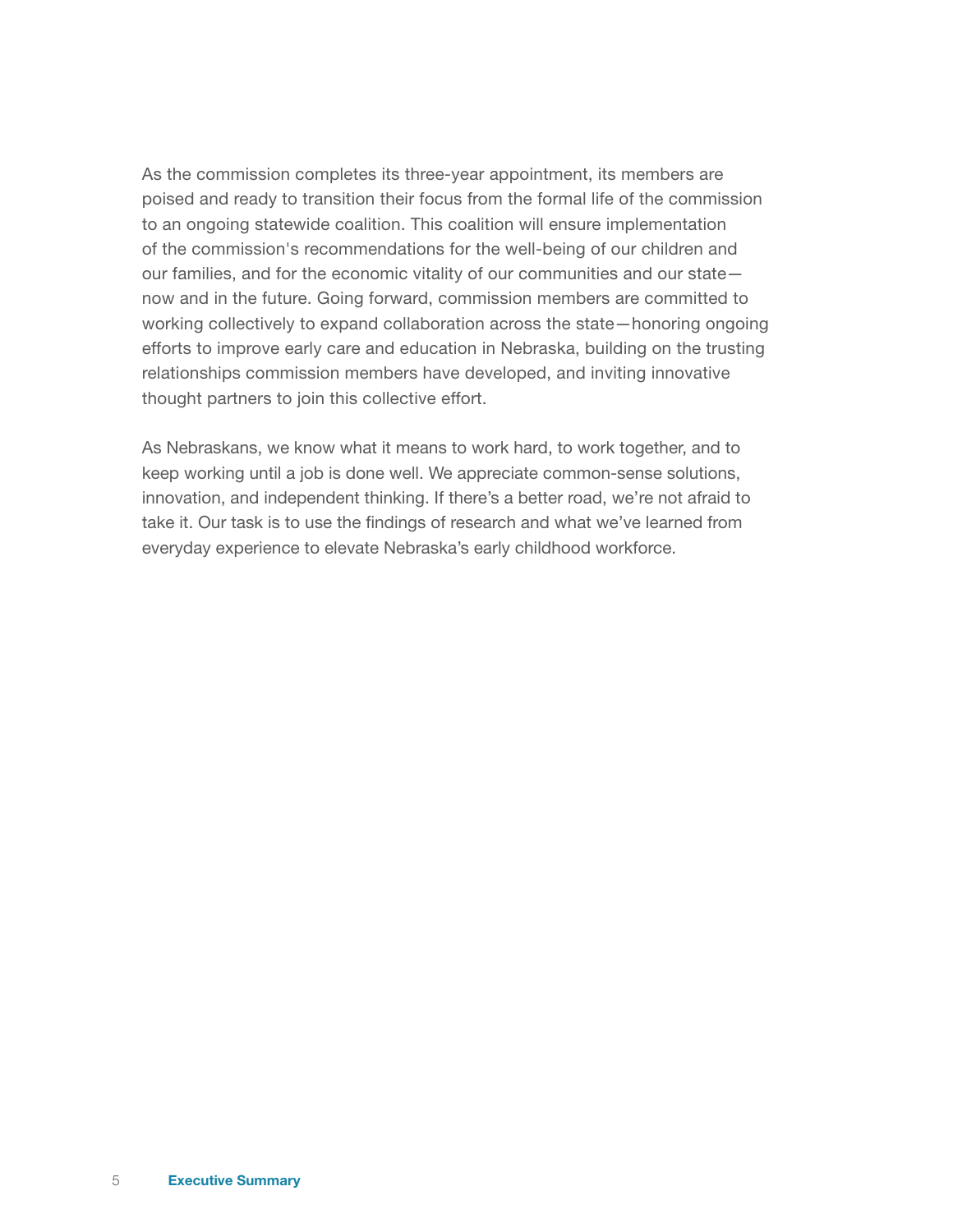As the commission completes its three-year appointment, its members are poised and ready to transition their focus from the formal life of the commission to an ongoing statewide coalition. This coalition will ensure implementation of the commission's recommendations for the well-being of our children and our families, and for the economic vitality of our communities and our state—now and in the future. Going forward, commission members are committed to working collectively to expand collaboration across the state—honoring ongoing efforts to improve early care and education in Nebraska, building on the trusting relationships commission members have developed, and inviting innovative thought partners to join this collective effort.

As Nebraskans, we know what it means to work hard, to work together, and to keep working until a job is done well. We appreciate common-sense solutions, innovation, and independent thinking. If there's a better road, we're not afraid to take it. Our task is to use the findings of research and what we've learned from everyday experience to elevate Nebraska's early childhood workforce.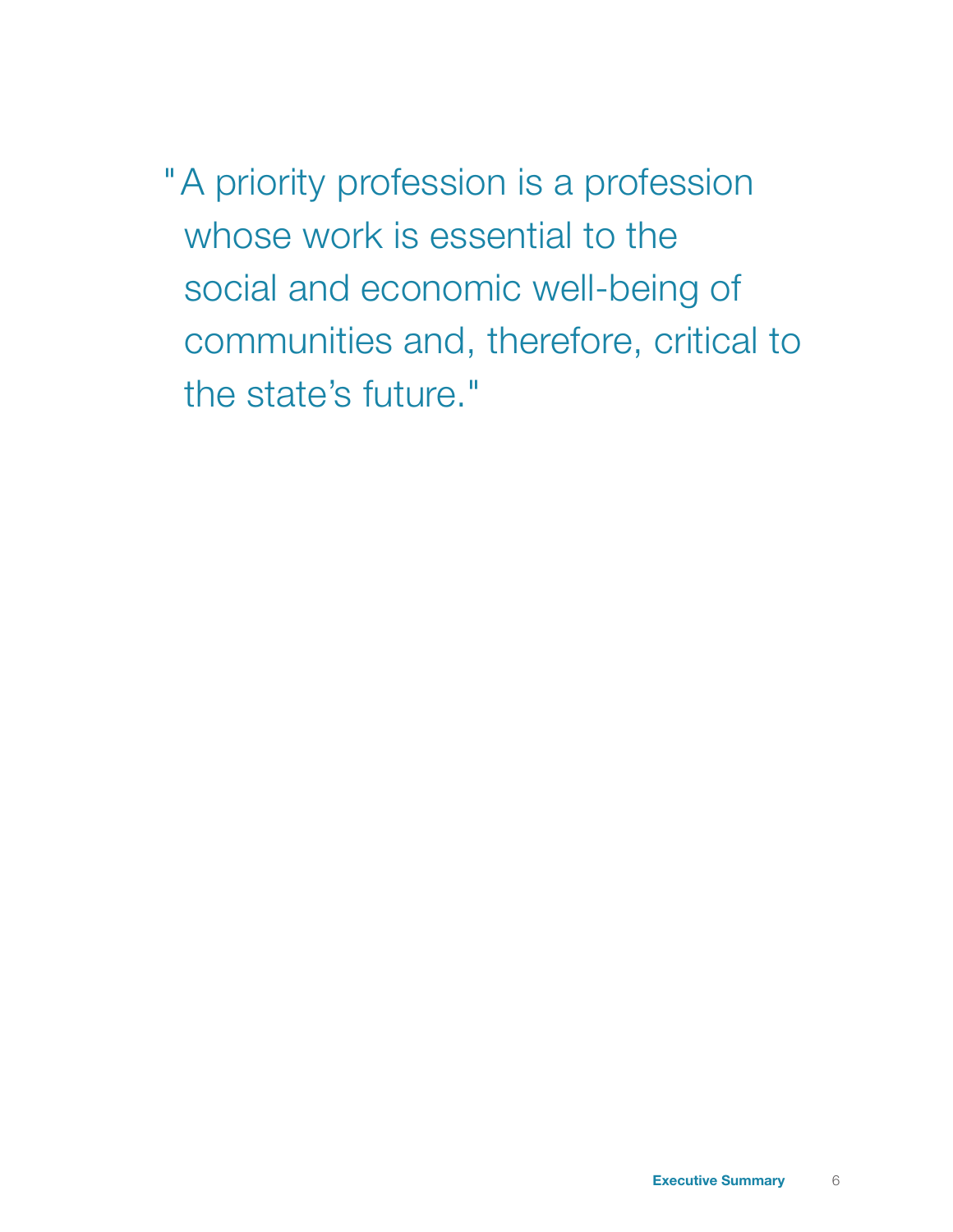> "A priority profession is a profession whose work is essential to the social and economic well-being of communities and, therefore, critical to the state's future."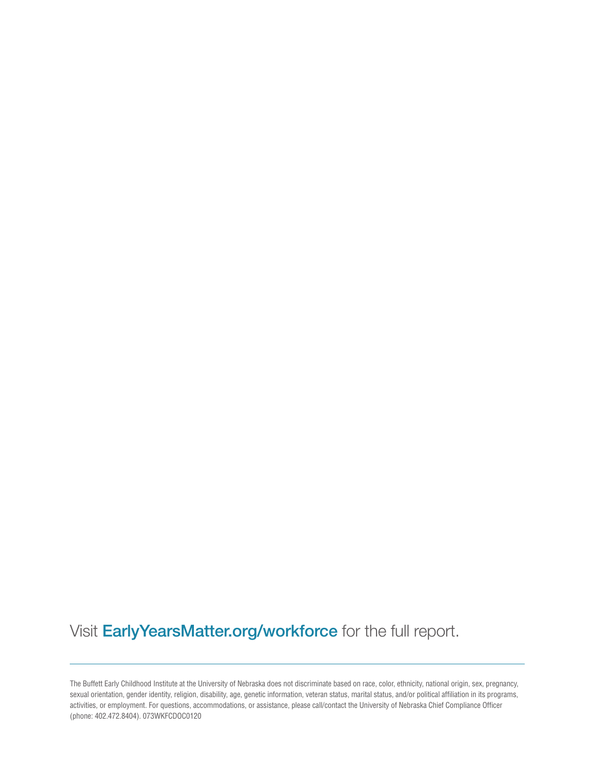Visit **EarlyYearsMatter.org/workforce** for the full report.

---

The Buffett Early Childhood Institute at the University of Nebraska does not discriminate based on race, color, ethnicity, national origin, sex, pregnancy, sexual orientation, gender identity, religion, disability, age, genetic information, veteran status, marital status, and/or political affiliation in its programs, activities, or employment. For questions, accommodations, or assistance, please call/contact the University of Nebraska Chief Compliance Officer (phone: 402.472.8404). 073WKFCDOC0120